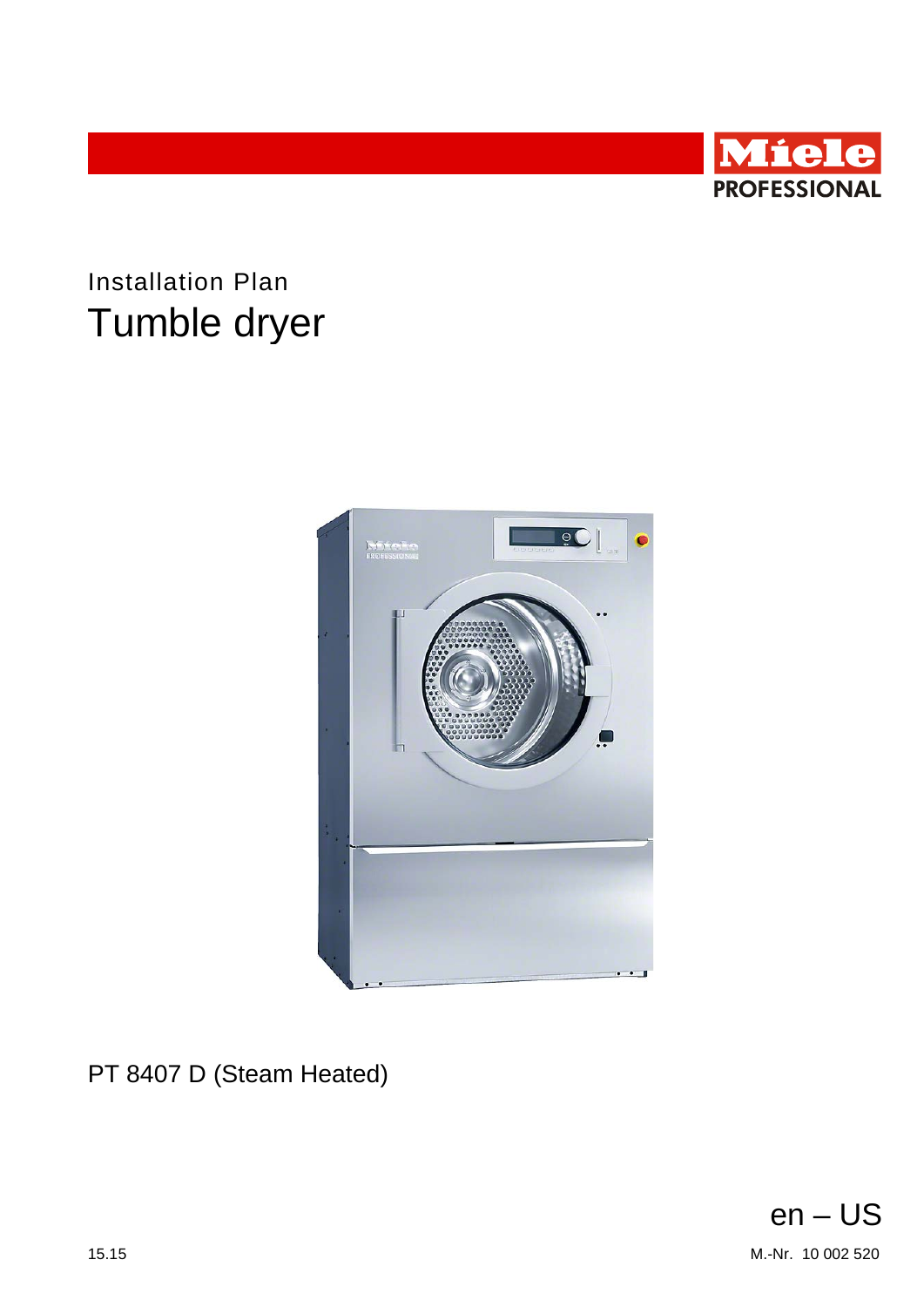Miele PROFESSIONAL

Installation Plan

# Tumble dryer

PT 8407 D (Steam Heated)

en – US

15.15

M.-Nr. 10 002 520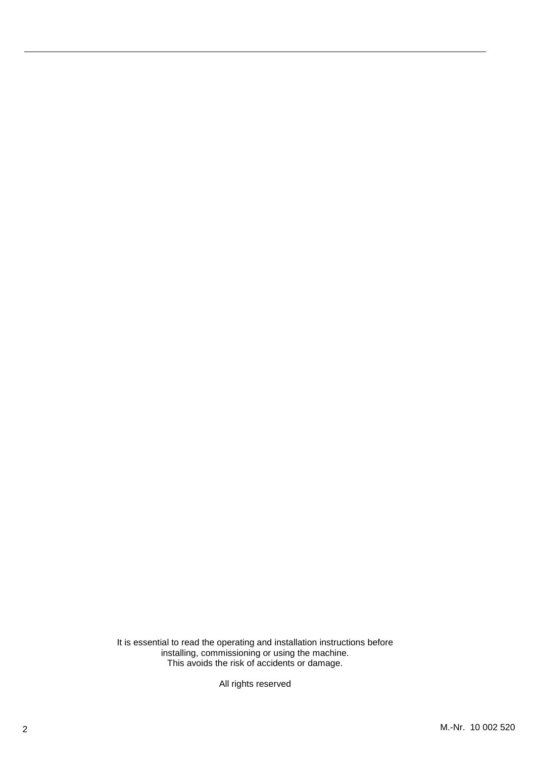It is essential to read the operating and installation instructions before installing, commissioning or using the machine.
This avoids the risk of accidents or damage.

All rights reserved

M.-Nr. 10 002 520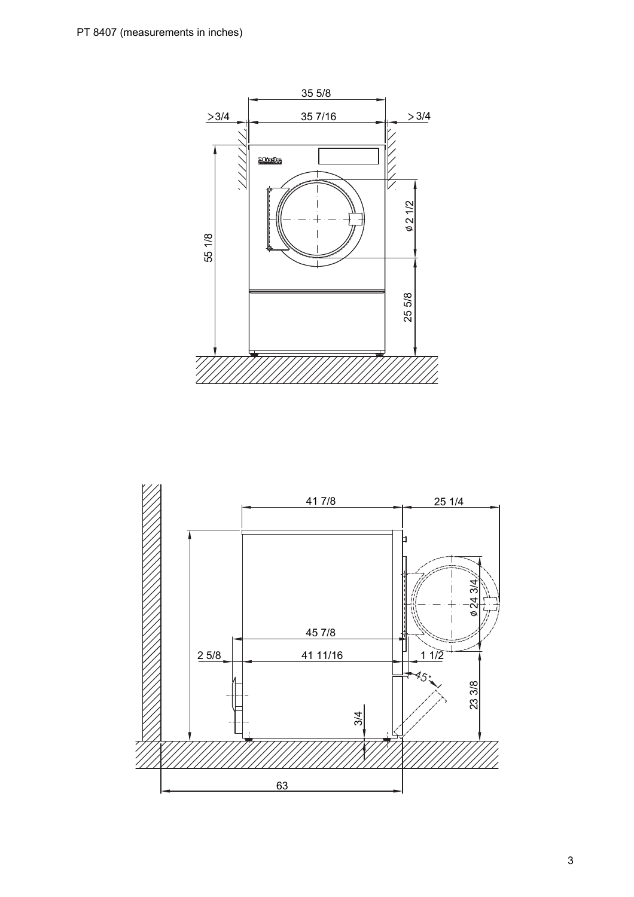PT 8407 (measurements in inches)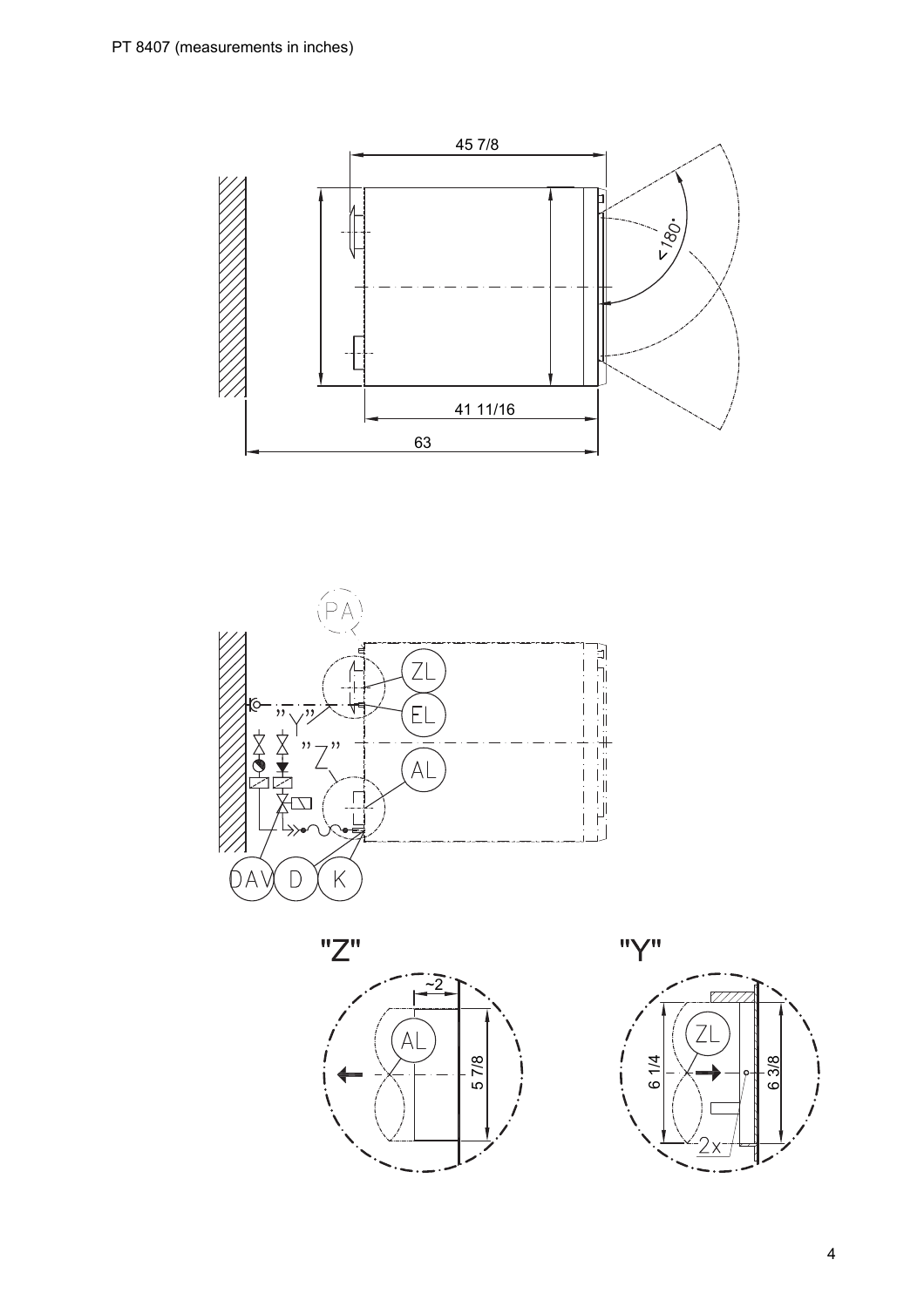PT 8407 (measurements in inches)

45 7/8

< 180°

41 11/16

63

PA

ZL

EL

"Y"

"Z"

AL

DAV D K

"Z"

~2

AL

5 7/8

"Y"

ZL

6 1/4

6 3/8

2x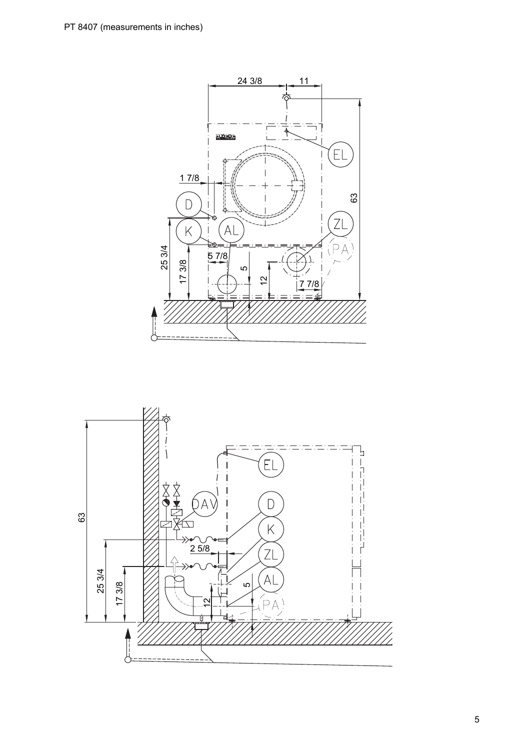PT 8407 (measurements in inches)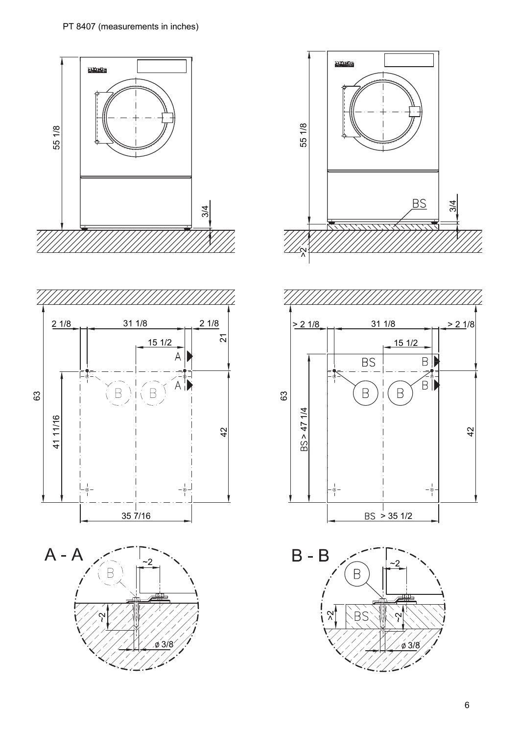PT 8407 (measurements in inches)

55 1/8

3/4

55 1/8

BS

3/4

>2

2 1/8 | 31 1/8 | 2 1/8

15 1/2

21

A

A

B B

63

41 11/16

42

35 7/16

> 2 1/8 | 31 1/8 | > 2 1/8

15 1/2

BS

B

B

B B

63

BS > 47 1/4

42

BS > 35 1/2

A - A

B

~2

~2

ø 3/8

B - B

B

~2

>2

BS

~2

ø 3/8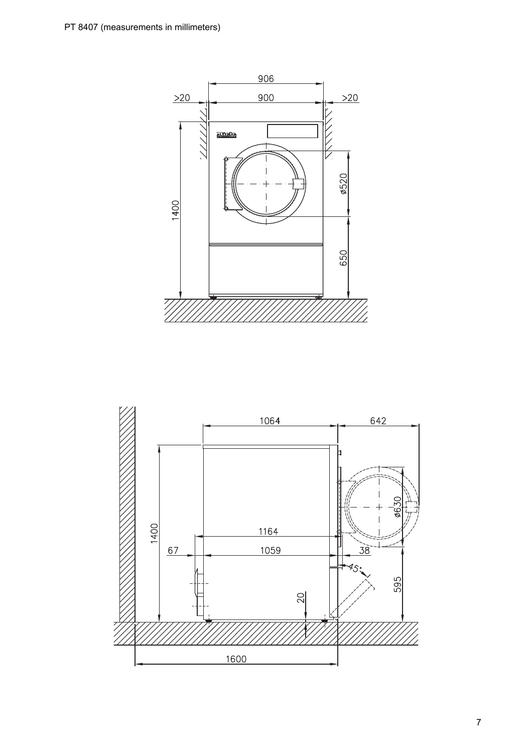PT 8407 (measurements in millimeters)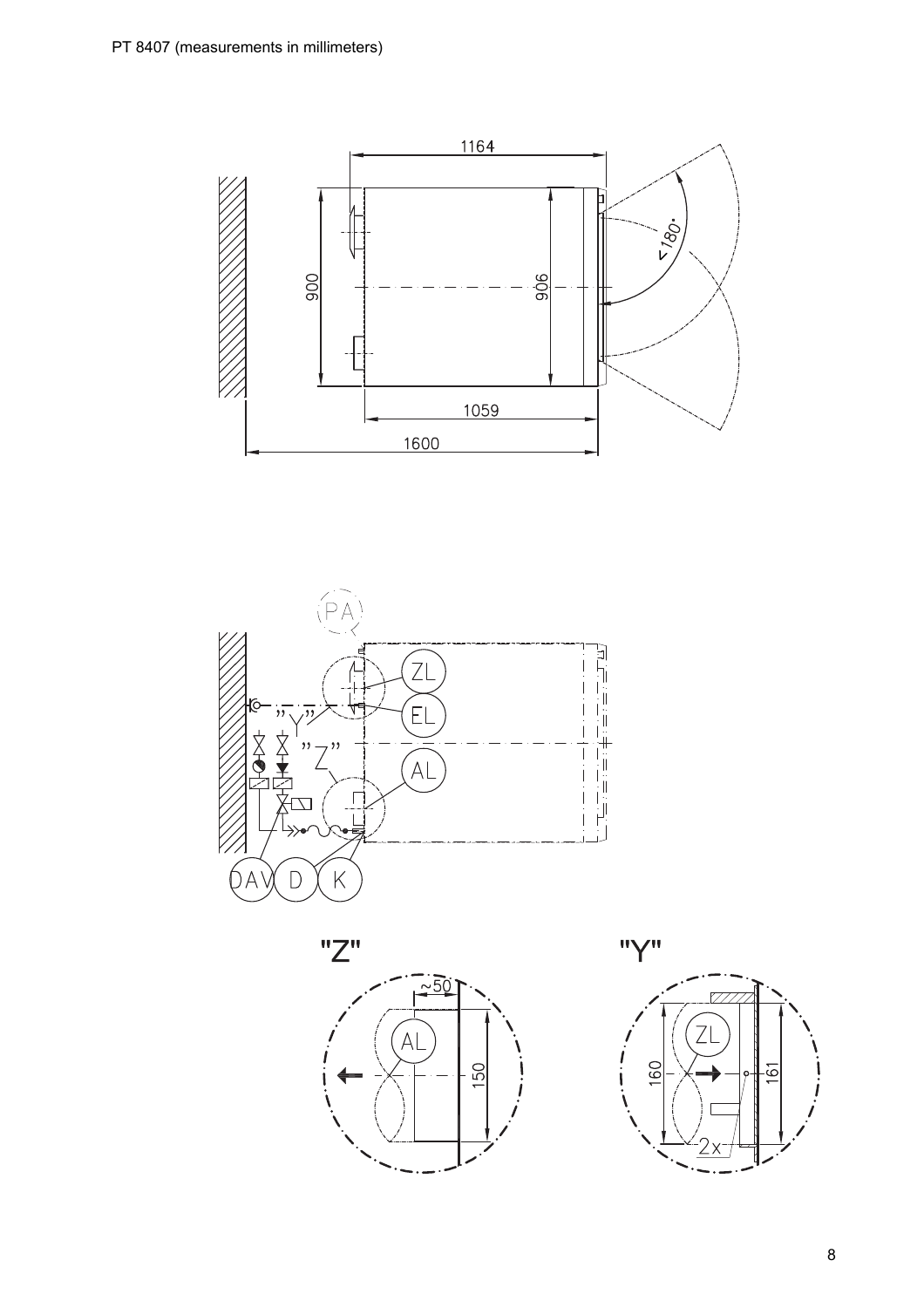PT 8407 (measurements in millimeters)

1164

900

906

< 180°

1059

1600

PA

ZL

"Y"

EL

"Z"

AL

DAV D K

"Z"

~50

AL

150

"Y"

ZL

160

161

2x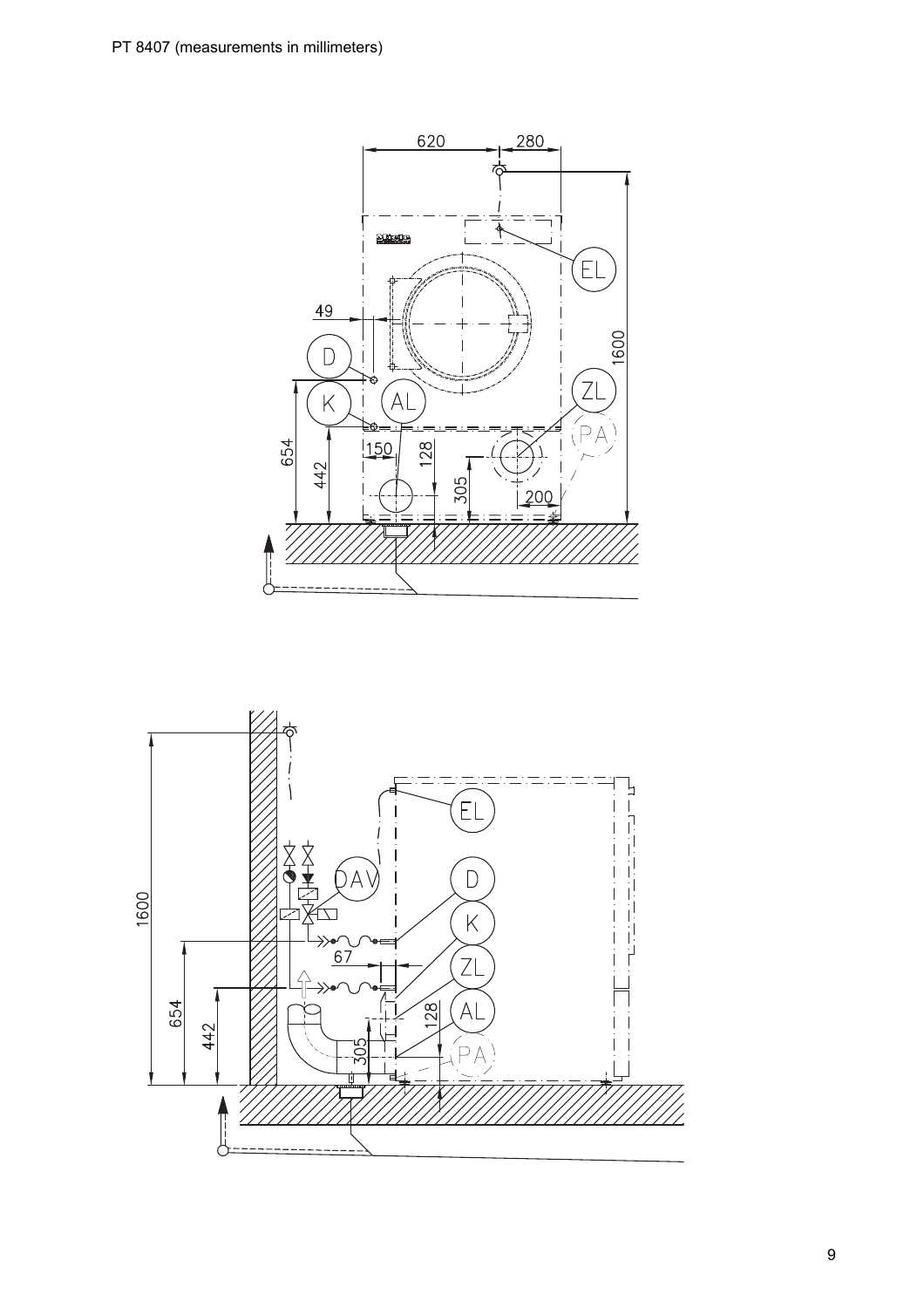PT 8407 (measurements in millimeters)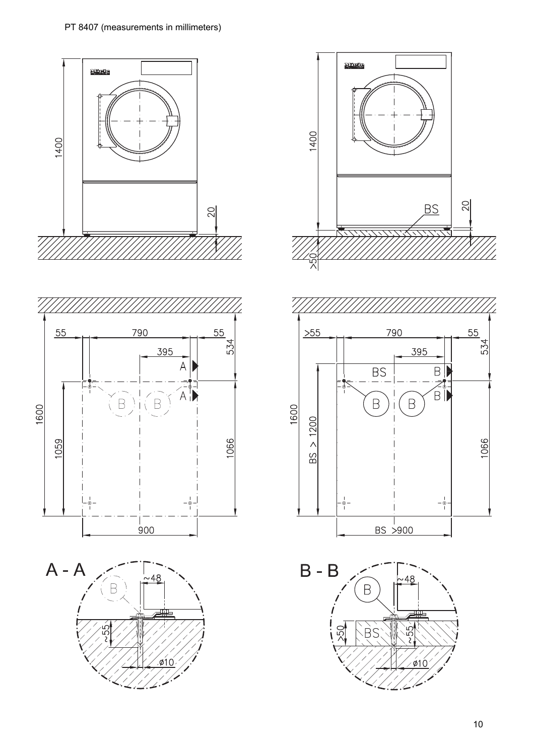PT 8407 (measurements in millimeters)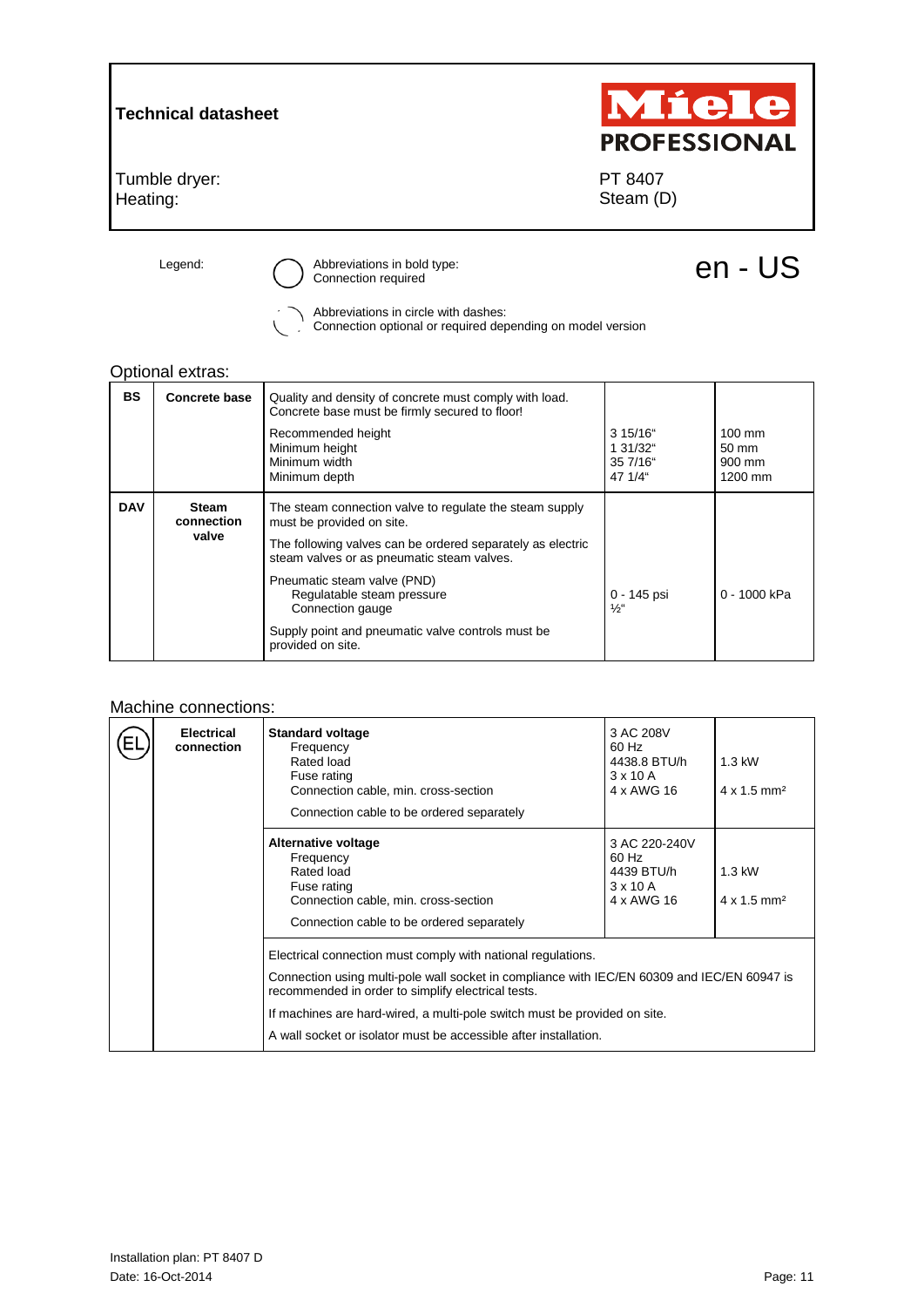**Technical datasheet**

Miele PROFESSIONAL

| | |
|---|---|
| Tumble dryer: | PT 8407 |
| Heating: | Steam (D) |

Legend:

Abbreviations in bold type: Connection required

Abbreviations in circle with dashes: Connection optional or required depending on model version

en - US

## Optional extras:

| | | | | |
|---|---|---|---|---|
| **BS** | **Concrete base** | Quality and density of concrete must comply with load. Concrete base must be firmly secured to floor!<br><br>Recommended height<br>Minimum height<br>Minimum width<br>Minimum depth | <br><br>3 15/16"<br>1 31/32"<br>35 7/16"<br>47 1/4" | <br><br>100 mm<br>50 mm<br>900 mm<br>1200 mm |
| **DAV** | **Steam connection valve** | The steam connection valve to regulate the steam supply must be provided on site.<br><br>The following valves can be ordered separately as electric steam valves or as pneumatic steam valves.<br><br>Pneumatic steam valve (PND)<br>Regulatable steam pressure<br>Connection gauge<br><br>Supply point and pneumatic valve controls must be provided on site. | <br><br><br><br>0 - 145 psi<br>½" | <br><br><br><br>0 - 1000 kPa |

## Machine connections:

| | | | | |
|---|---|---|---|---|
| EL | **Electrical connection** | **Standard voltage**<br>Frequency<br>Rated load<br>Fuse rating<br>Connection cable, min. cross-section<br><br>Connection cable to be ordered separately | 3 AC 208V<br>60 Hz<br>4438.8 BTU/h<br>3 x 10 A<br>4 x AWG 16 | <br><br>1.3 kW<br><br>4 x 1.5 mm² |
| | | **Alternative voltage**<br>Frequency<br>Rated load<br>Fuse rating<br>Connection cable, min. cross-section<br><br>Connection cable to be ordered separately | 3 AC 220-240V<br>60 Hz<br>4439 BTU/h<br>3 x 10 A<br>4 x AWG 16 | <br><br>1.3 kW<br><br>4 x 1.5 mm² |
| | | Electrical connection must comply with national regulations.<br><br>Connection using multi-pole wall socket in compliance with IEC/EN 60309 and IEC/EN 60947 is recommended in order to simplify electrical tests.<br><br>If machines are hard-wired, a multi-pole switch must be provided on site.<br><br>A wall socket or isolator must be accessible after installation. | | |

Installation plan: PT 8407 D
Date: 16-Oct-2014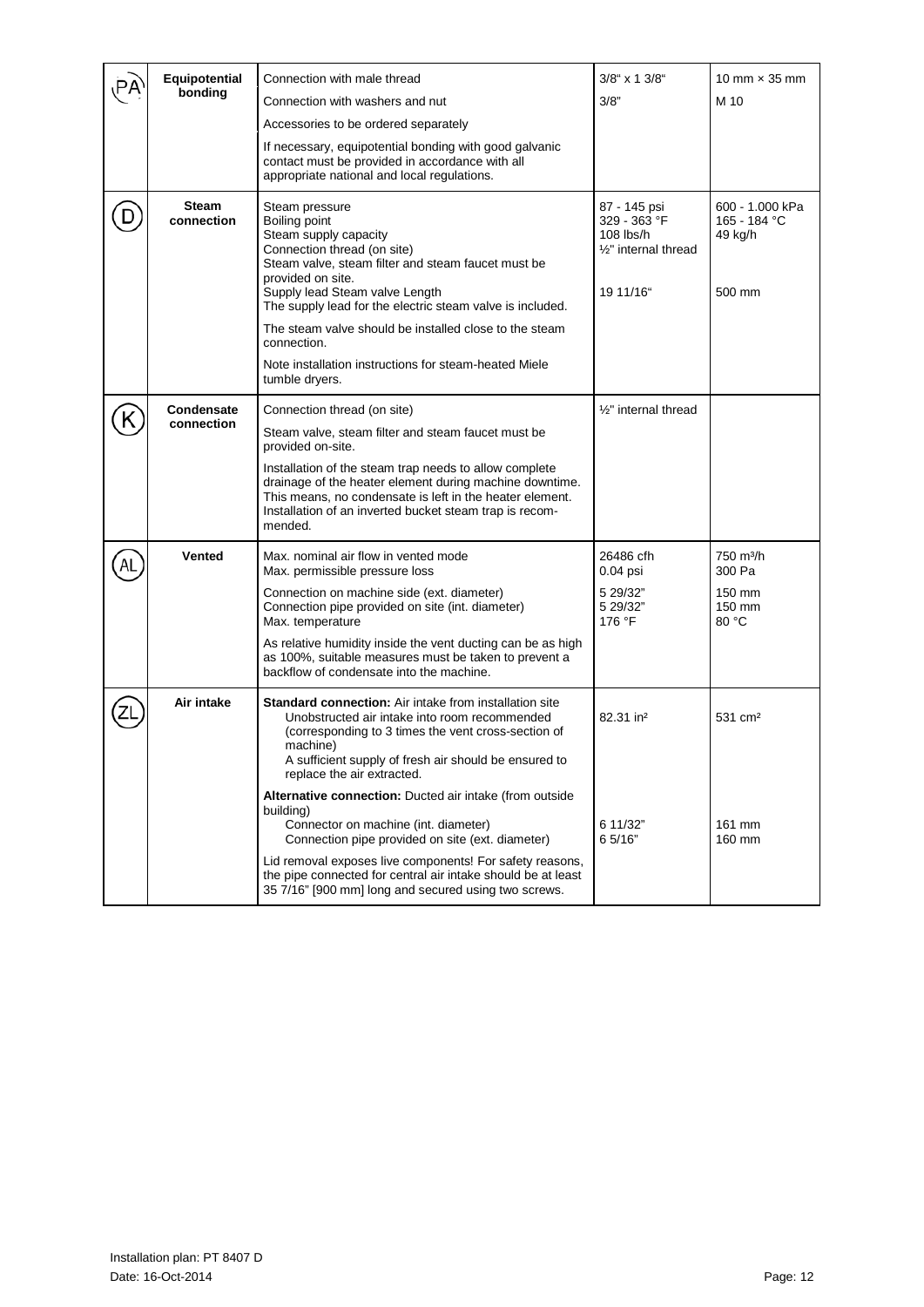| | | | | |
|---|---|---|---|---|
| PA | **Equipotential bonding** | Connection with male thread | 3/8" x 1 3/8" | 10 mm × 35 mm |
| | | Connection with washers and nut | 3/8" | M 10 |
| | | Accessories to be ordered separately | | |
| | | If necessary, equipotential bonding with good galvanic contact must be provided in accordance with all appropriate national and local regulations. | | |
| D | **Steam connection** | Steam pressure<br>Boiling point<br>Steam supply capacity<br>Connection thread (on site)<br>Steam valve, steam filter and steam faucet must be provided on site.<br>Supply lead Steam valve Length<br>The supply lead for the electric steam valve is included. | 87 - 145 psi<br>329 - 363 °F<br>108 lbs/h<br>½" internal thread<br><br>19 11/16" | 600 - 1.000 kPa<br>165 - 184 °C<br>49 kg/h<br><br><br>500 mm |
| | | The steam valve should be installed close to the steam connection. | | |
| | | Note installation instructions for steam-heated Miele tumble dryers. | | |
| K | **Condensate connection** | Connection thread (on site) | ½" internal thread | |
| | | Steam valve, steam filter and steam faucet must be provided on-site. | | |
| | | Installation of the steam trap needs to allow complete drainage of the heater element during machine downtime. This means, no condensate is left in the heater element. Installation of an inverted bucket steam trap is recommended. | | |
| AL | **Vented** | Max. nominal air flow in vented mode<br>Max. permissible pressure loss | 26486 cfh<br>0.04 psi | 750 m³/h<br>300 Pa |
| | | Connection on machine side (ext. diameter)<br>Connection pipe provided on site (int. diameter)<br>Max. temperature | 5 29/32"<br>5 29/32"<br>176 °F | 150 mm<br>150 mm<br>80 °C |
| | | As relative humidity inside the vent ducting can be as high as 100%, suitable measures must be taken to prevent a backflow of condensate into the machine. | | |
| ZL | **Air intake** | **Standard connection:** Air intake from installation site<br>Unobstructed air intake into room recommended (corresponding to 3 times the vent cross-section of machine)<br>A sufficient supply of fresh air should be ensured to replace the air extracted. | 82.31 in² | 531 cm² |
| | | **Alternative connection:** Ducted air intake (from outside building)<br>Connector on machine (int. diameter)<br>Connection pipe provided on site (ext. diameter) | <br><br>6 11/32"<br>6 5/16" | <br><br>161 mm<br>160 mm |
| | | Lid removal exposes live components! For safety reasons, the pipe connected for central air intake should be at least 35 7/16" [900 mm] long and secured using two screws. | | |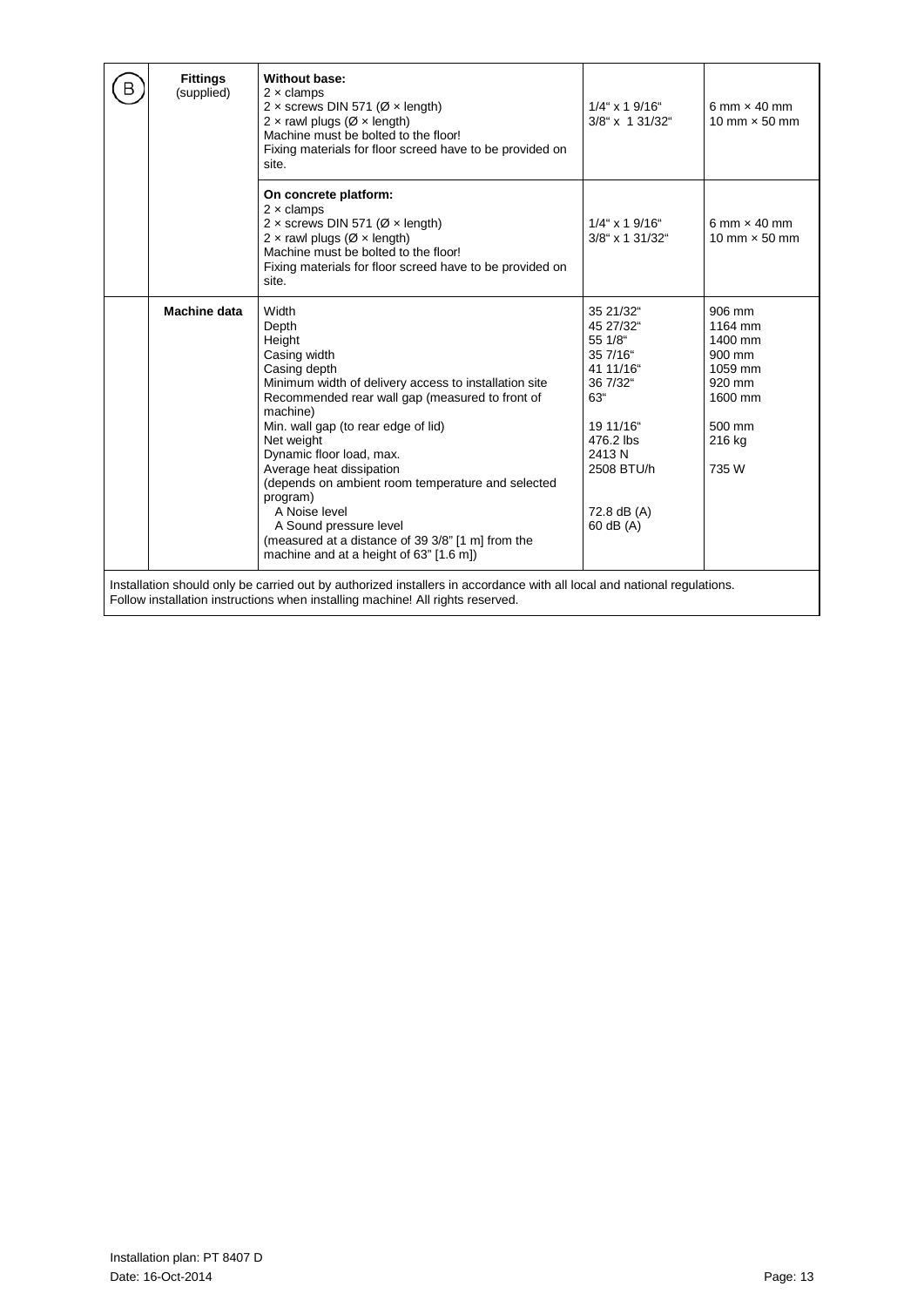| | | | | |
|---|---|---|---|---|
| B | **Fittings** (supplied) | **Without base:**<br>2 × clamps<br>2 × screws DIN 571 (Ø × length)<br>2 × rawl plugs (Ø × length)<br>Machine must be bolted to the floor!<br>Fixing materials for floor screed have to be provided on site. | <br><br>1/4" x 1 9/16"<br>3/8" x 1 31/32" | <br><br>6 mm × 40 mm<br>10 mm × 50 mm |
| | | **On concrete platform:**<br>2 × clamps<br>2 × screws DIN 571 (Ø × length)<br>2 × rawl plugs (Ø × length)<br>Machine must be bolted to the floor!<br>Fixing materials for floor screed have to be provided on site. | <br><br>1/4" x 1 9/16"<br>3/8" x 1 31/32" | <br><br>6 mm × 40 mm<br>10 mm × 50 mm |
| | **Machine data** | Width<br>Depth<br>Height<br>Casing width<br>Casing depth<br>Minimum width of delivery access to installation site<br>Recommended rear wall gap (measured to front of machine)<br>Min. wall gap (to rear edge of lid)<br>Net weight<br>Dynamic floor load, max.<br>Average heat dissipation<br>(depends on ambient room temperature and selected program)<br>A Noise level<br>A Sound pressure level<br>(measured at a distance of 39 3/8" [1 m] from the machine and at a height of 63" [1.6 m]) | 35 21/32"<br>45 27/32"<br>55 1/8"<br>35 7/16"<br>41 11/16"<br>36 7/32"<br>63"<br><br>19 11/16"<br>476.2 lbs<br>2413 N<br>2508 BTU/h<br><br><br>72.8 dB (A)<br>60 dB (A) | 906 mm<br>1164 mm<br>1400 mm<br>900 mm<br>1059 mm<br>920 mm<br>1600 mm<br><br>500 mm<br>216 kg<br><br>735 W |

Installation should only be carried out by authorized installers in accordance with all local and national regulations.
Follow installation instructions when installing machine! All rights reserved.

Installation plan: PT 8407 D
Date: 16-Oct-2014